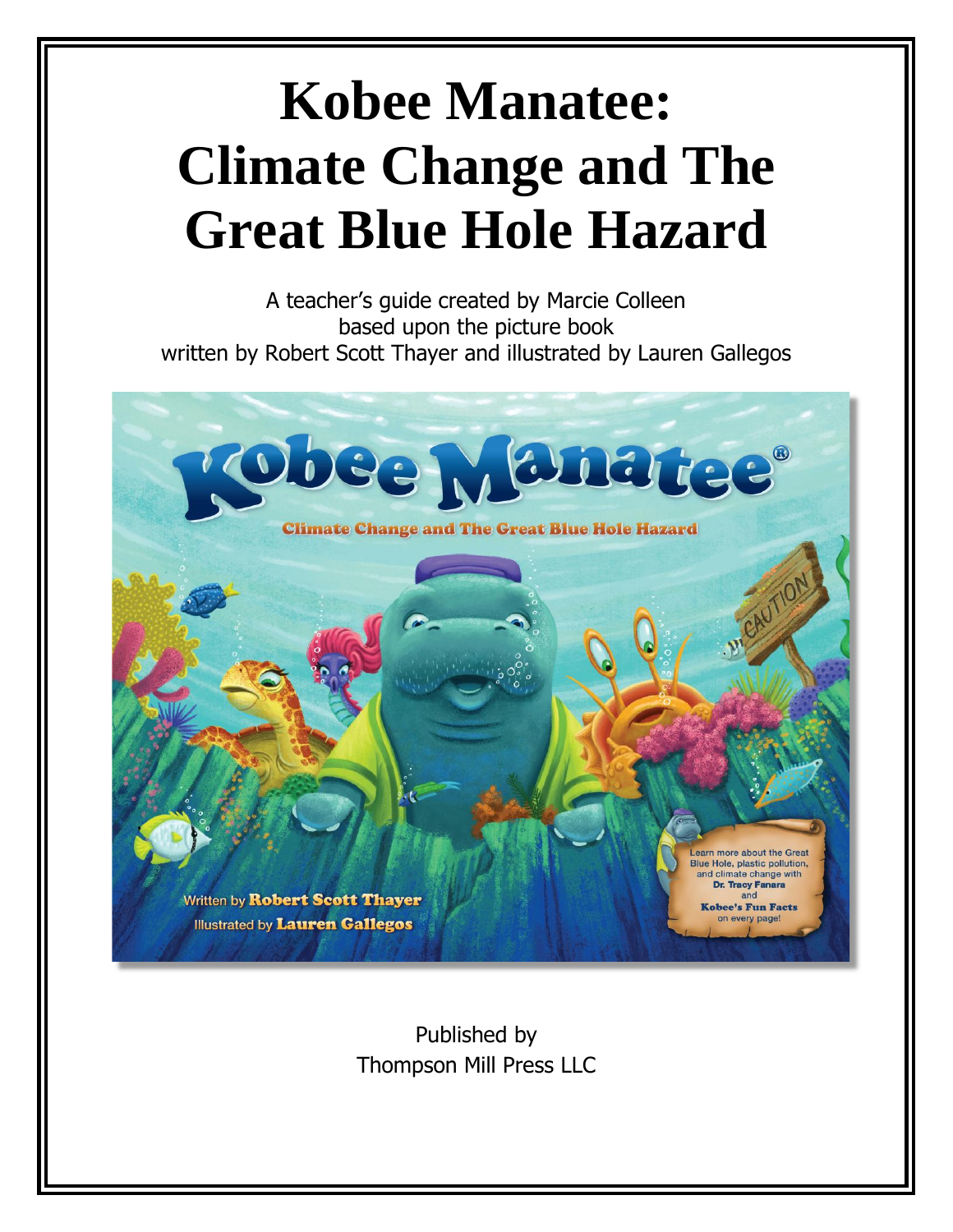# Kobee Manatee: Climate Change and The Great Blue Hole Hazard

A teacher's guide created by Marcie Colleen
based upon the picture book
written by Robert Scott Thayer and illustrated by Lauren Gallegos

Published by
Thompson Mill Press LLC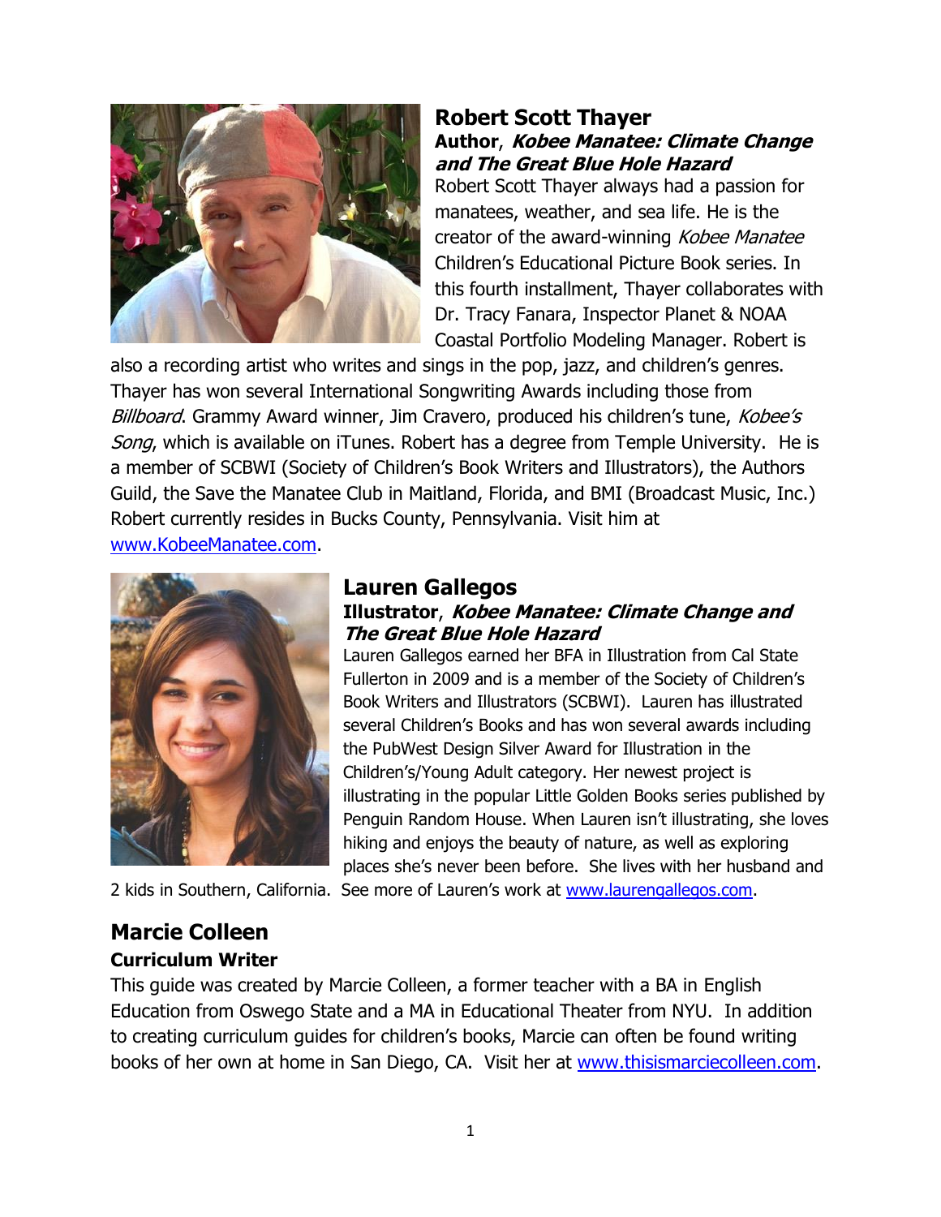## Robert Scott Thayer

**Author**, ***Kobee Manatee: Climate Change and The Great Blue Hole Hazard***

Robert Scott Thayer always had a passion for manatees, weather, and sea life. He is the creator of the award-winning *Kobee Manatee* Children's Educational Picture Book series. In this fourth installment, Thayer collaborates with Dr. Tracy Fanara, Inspector Planet & NOAA Coastal Portfolio Modeling Manager. Robert is also a recording artist who writes and sings in the pop, jazz, and children's genres. Thayer has won several International Songwriting Awards including those from *Billboard*. Grammy Award winner, Jim Cravero, produced his children's tune, *Kobee's Song*, which is available on iTunes. Robert has a degree from Temple University. He is a member of SCBWI (Society of Children's Book Writers and Illustrators), the Authors Guild, the Save the Manatee Club in Maitland, Florida, and BMI (Broadcast Music, Inc.) Robert currently resides in Bucks County, Pennsylvania. Visit him at www.KobeeManatee.com.

## Lauren Gallegos

**Illustrator**, ***Kobee Manatee: Climate Change and The Great Blue Hole Hazard***

Lauren Gallegos earned her BFA in Illustration from Cal State Fullerton in 2009 and is a member of the Society of Children's Book Writers and Illustrators (SCBWI). Lauren has illustrated several Children's Books and has won several awards including the PubWest Design Silver Award for Illustration in the Children's/Young Adult category. Her newest project is illustrating in the popular Little Golden Books series published by Penguin Random House. When Lauren isn't illustrating, she loves hiking and enjoys the beauty of nature, as well as exploring places she's never been before. She lives with her husband and 2 kids in Southern, California. See more of Lauren's work at www.laurengallegos.com.

## Marcie Colleen

**Curriculum Writer**

This guide was created by Marcie Colleen, a former teacher with a BA in English Education from Oswego State and a MA in Educational Theater from NYU. In addition to creating curriculum guides for children's books, Marcie can often be found writing books of her own at home in San Diego, CA. Visit her at www.thisismarciecolleen.com.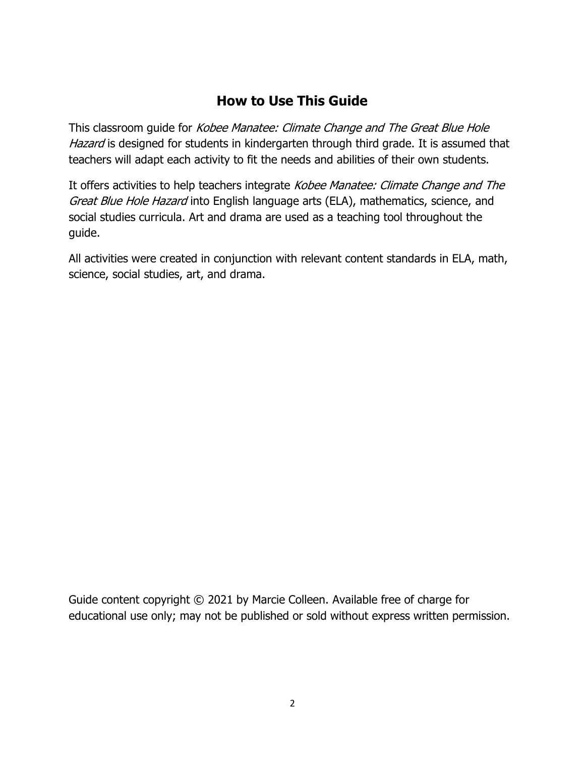## How to Use This Guide

This classroom guide for *Kobee Manatee: Climate Change and The Great Blue Hole Hazard* is designed for students in kindergarten through third grade. It is assumed that teachers will adapt each activity to fit the needs and abilities of their own students.

It offers activities to help teachers integrate *Kobee Manatee: Climate Change and The Great Blue Hole Hazard* into English language arts (ELA), mathematics, science, and social studies curricula. Art and drama are used as a teaching tool throughout the guide.

All activities were created in conjunction with relevant content standards in ELA, math, science, social studies, art, and drama.

Guide content copyright © 2021 by Marcie Colleen. Available free of charge for educational use only; may not be published or sold without express written permission.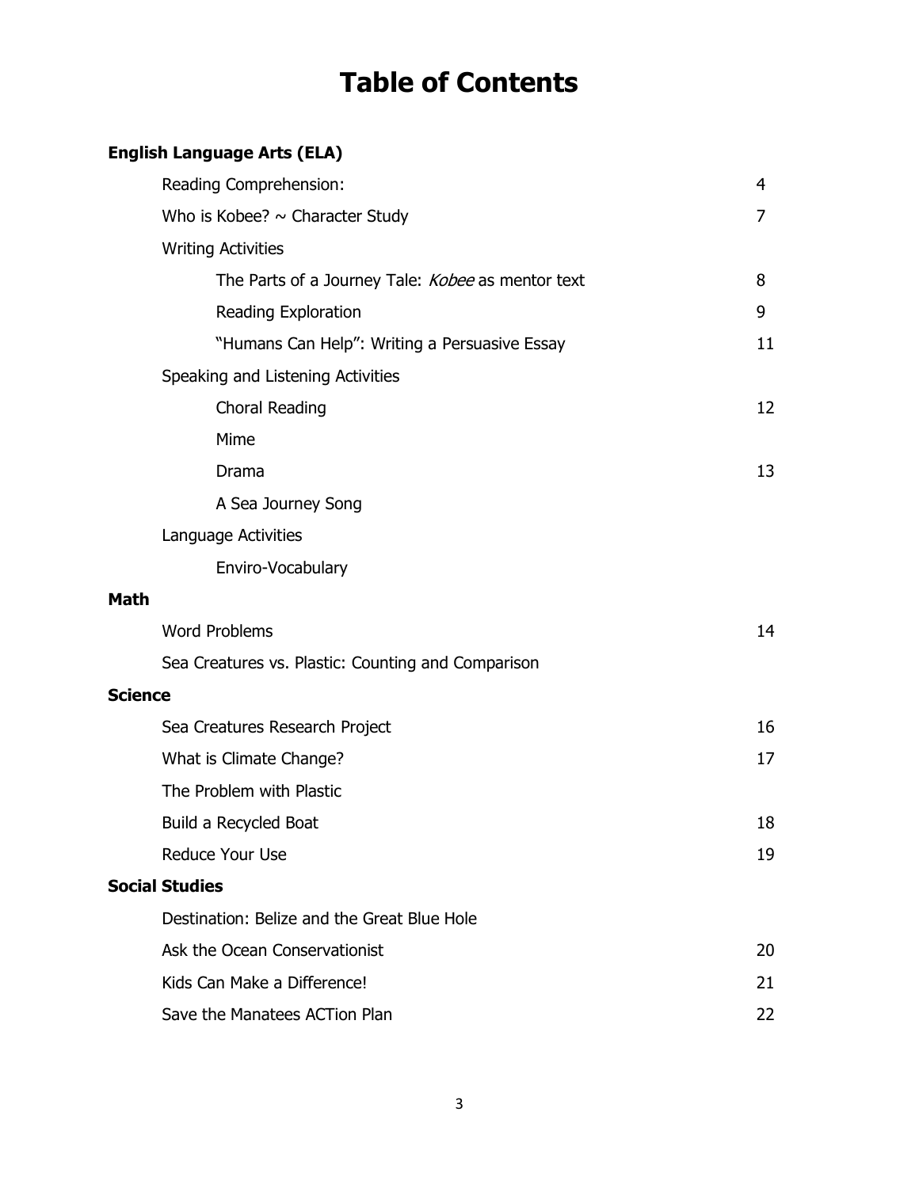# Table of Contents

| | |
|---|---|
| **English Language Arts (ELA)** | |
| Reading Comprehension: | 4 |
| Who is Kobee? ~ Character Study | 7 |
| Writing Activities | |
| The Parts of a Journey Tale: *Kobee* as mentor text | 8 |
| Reading Exploration | 9 |
| "Humans Can Help": Writing a Persuasive Essay | 11 |
| Speaking and Listening Activities | |
| Choral Reading | 12 |
| Mime | |
| Drama | 13 |
| A Sea Journey Song | |
| Language Activities | |
| Enviro-Vocabulary | |
| **Math** | |
| Word Problems | 14 |
| Sea Creatures vs. Plastic: Counting and Comparison | |
| **Science** | |
| Sea Creatures Research Project | 16 |
| What is Climate Change? | 17 |
| The Problem with Plastic | |
| Build a Recycled Boat | 18 |
| Reduce Your Use | 19 |
| **Social Studies** | |
| Destination: Belize and the Great Blue Hole | |
| Ask the Ocean Conservationist | 20 |
| Kids Can Make a Difference! | 21 |
| Save the Manatees ACTion Plan | 22 |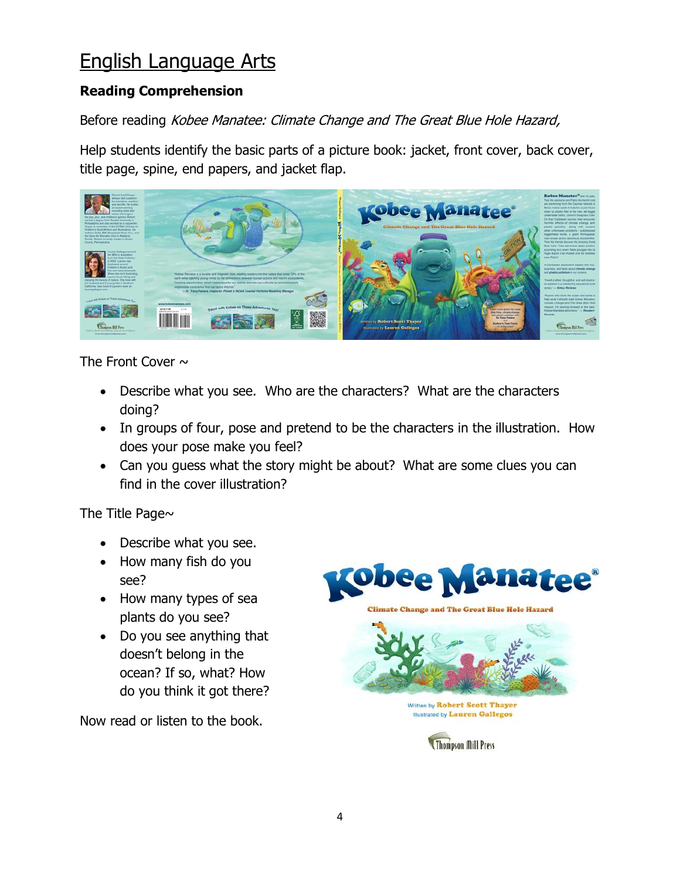# English Language Arts

**Reading Comprehension**

Before reading *Kobee Manatee: Climate Change and The Great Blue Hole Hazard,*

Help students identify the basic parts of a picture book: jacket, front cover, back cover, title page, spine, end papers, and jacket flap.

The Front Cover ~

- Describe what you see. Who are the characters? What are the characters doing?
- In groups of four, pose and pretend to be the characters in the illustration. How does your pose make you feel?
- Can you guess what the story might be about? What are some clues you can find in the cover illustration?

The Title Page~

- Describe what you see.
- How many fish do you see?
- How many types of sea plants do you see?
- Do you see anything that doesn't belong in the ocean? If so, what? How do you think it got there?

Now read or listen to the book.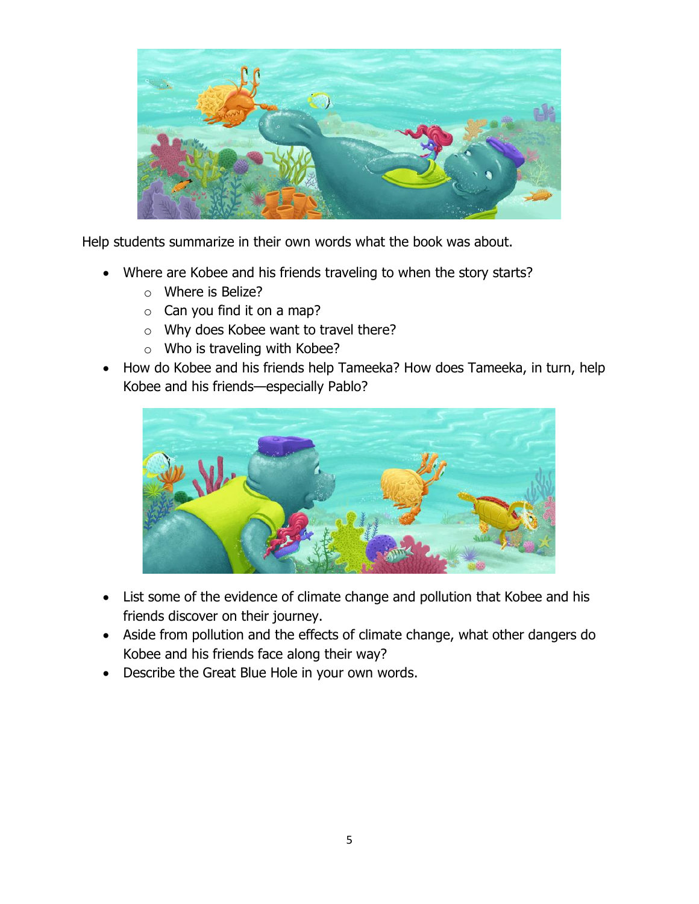Help students summarize in their own words what the book was about.

- Where are Kobee and his friends traveling to when the story starts?
  - Where is Belize?
  - Can you find it on a map?
  - Why does Kobee want to travel there?
  - Who is traveling with Kobee?
- How do Kobee and his friends help Tameeka? How does Tameeka, in turn, help Kobee and his friends—especially Pablo?

- List some of the evidence of climate change and pollution that Kobee and his friends discover on their journey.
- Aside from pollution and the effects of climate change, what other dangers do Kobee and his friends face along their way?
- Describe the Great Blue Hole in your own words.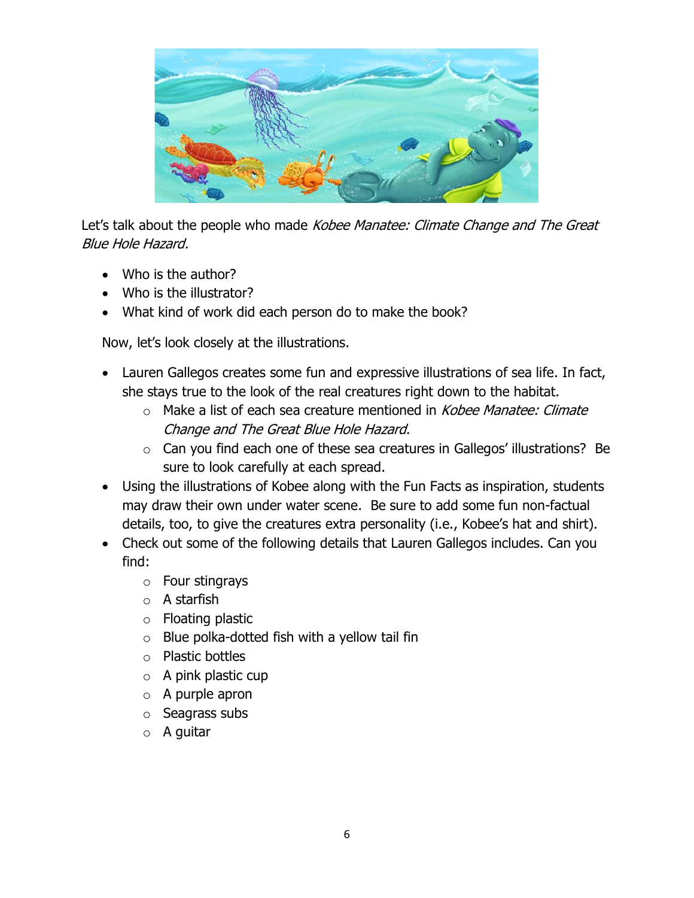Let's talk about the people who made *Kobee Manatee: Climate Change and The Great Blue Hole Hazard.*

- Who is the author?
- Who is the illustrator?
- What kind of work did each person do to make the book?

Now, let's look closely at the illustrations.

- Lauren Gallegos creates some fun and expressive illustrations of sea life. In fact, she stays true to the look of the real creatures right down to the habitat.
    - Make a list of each sea creature mentioned in *Kobee Manatee: Climate Change and The Great Blue Hole Hazard*.
    - Can you find each one of these sea creatures in Gallegos' illustrations? Be sure to look carefully at each spread.
- Using the illustrations of Kobee along with the Fun Facts as inspiration, students may draw their own under water scene. Be sure to add some fun non-factual details, too, to give the creatures extra personality (i.e., Kobee's hat and shirt).
- Check out some of the following details that Lauren Gallegos includes. Can you find:
    - Four stingrays
    - A starfish
    - Floating plastic
    - Blue polka-dotted fish with a yellow tail fin
    - Plastic bottles
    - A pink plastic cup
    - A purple apron
    - Seagrass subs
    - A guitar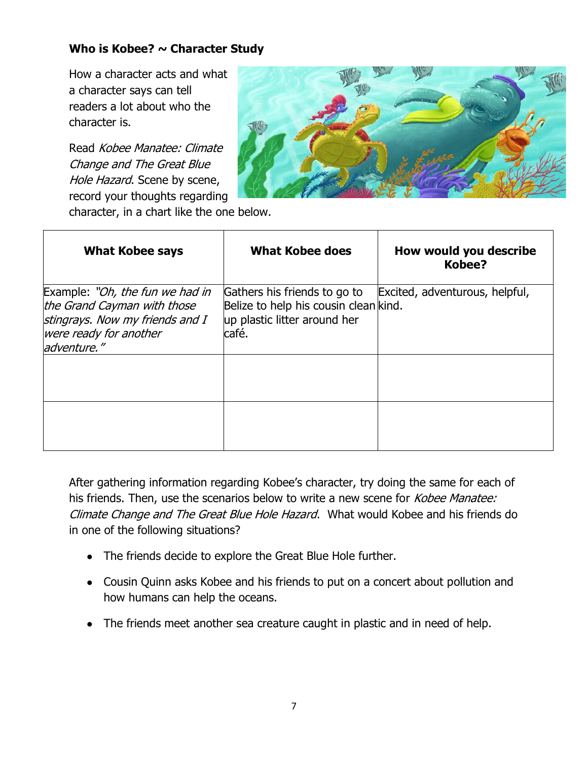**Who is Kobee? ~ Character Study**

How a character acts and what a character says can tell readers a lot about who the character is.

Read *Kobee Manatee: Climate Change and The Great Blue Hole Hazard*. Scene by scene, record your thoughts regarding character, in a chart like the one below.

| What Kobee says | What Kobee does | How would you describe Kobee? |
|---|---|---|
| Example: *"Oh, the fun we had in the Grand Cayman with those stingrays. Now my friends and I were ready for another adventure."* | Gathers his friends to go to Belize to help his cousin clean up plastic litter around her café. | Excited, adventurous, helpful, kind. |
| | | |
| | | |

After gathering information regarding Kobee's character, try doing the same for each of his friends. Then, use the scenarios below to write a new scene for *Kobee Manatee: Climate Change and The Great Blue Hole Hazard*. What would Kobee and his friends do in one of the following situations?

- The friends decide to explore the Great Blue Hole further.
- Cousin Quinn asks Kobee and his friends to put on a concert about pollution and how humans can help the oceans.
- The friends meet another sea creature caught in plastic and in need of help.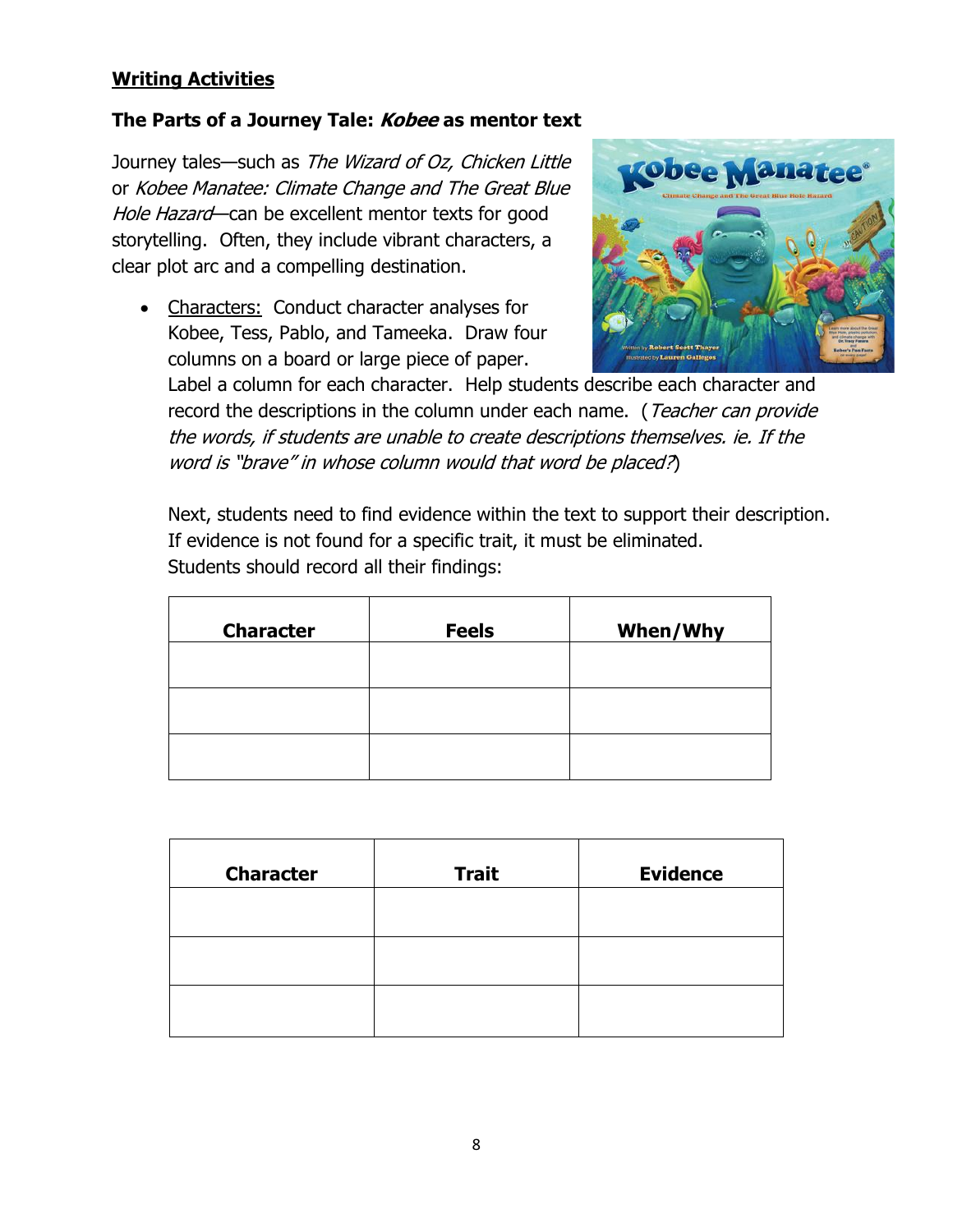## Writing Activities

### The Parts of a Journey Tale: *Kobee* as mentor text

Journey tales—such as *The Wizard of Oz, Chicken Little* or *Kobee Manatee: Climate Change and The Great Blue Hole Hazard*—can be excellent mentor texts for good storytelling. Often, they include vibrant characters, a clear plot arc and a compelling destination.

- Characters: Conduct character analyses for Kobee, Tess, Pablo, and Tameeka. Draw four columns on a board or large piece of paper. Label a column for each character. Help students describe each character and record the descriptions in the column under each name. (*Teacher can provide the words, if students are unable to create descriptions themselves. ie. If the word is "brave" in whose column would that word be placed?*)

  Next, students need to find evidence within the text to support their description. If evidence is not found for a specific trait, it must be eliminated. Students should record all their findings:

| Character | Feels | When/Why |
| --- | --- | --- |
| | | |
| | | |
| | | |

| Character | Trait | Evidence |
| --- | --- | --- |
| | | |
| | | |
| | | |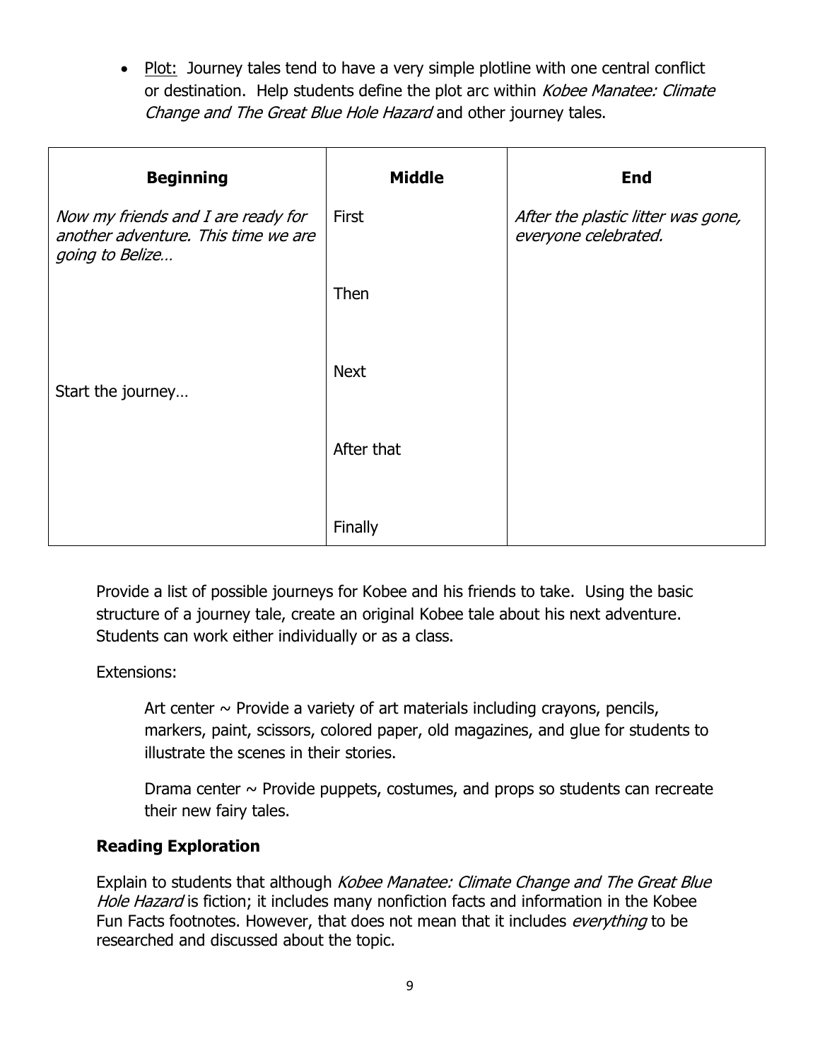- Plot: Journey tales tend to have a very simple plotline with one central conflict or destination. Help students define the plot arc within *Kobee Manatee: Climate Change and The Great Blue Hole Hazard* and other journey tales.

| **Beginning** | **Middle** | **End** |
|---|---|---|
| *Now my friends and I are ready for another adventure. This time we are going to Belize…* | First | *After the plastic litter was gone, everyone celebrated.* |
| | Then | |
| Start the journey… | Next | |
| | After that | |
| | Finally | |

Provide a list of possible journeys for Kobee and his friends to take. Using the basic structure of a journey tale, create an original Kobee tale about his next adventure. Students can work either individually or as a class.

Extensions:

> Art center ~ Provide a variety of art materials including crayons, pencils, markers, paint, scissors, colored paper, old magazines, and glue for students to illustrate the scenes in their stories.
>
> Drama center ~ Provide puppets, costumes, and props so students can recreate their new fairy tales.

### Reading Exploration

Explain to students that although *Kobee Manatee: Climate Change and The Great Blue Hole Hazard* is fiction; it includes many nonfiction facts and information in the Kobee Fun Facts footnotes. However, that does not mean that it includes *everything* to be researched and discussed about the topic.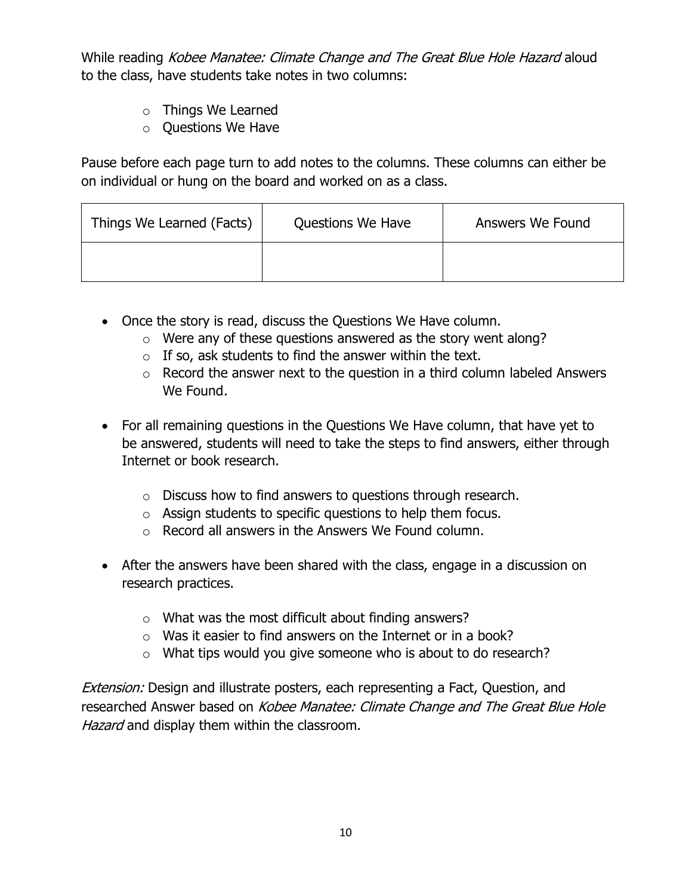While reading *Kobee Manatee: Climate Change and The Great Blue Hole Hazard* aloud to the class, have students take notes in two columns:

- Things We Learned
- Questions We Have

Pause before each page turn to add notes to the columns. These columns can either be on individual or hung on the board and worked on as a class.

| Things We Learned (Facts) | Questions We Have | Answers We Found |
|---|---|---|
| | | |

- Once the story is read, discuss the Questions We Have column.
  - Were any of these questions answered as the story went along?
  - If so, ask students to find the answer within the text.
  - Record the answer next to the question in a third column labeled Answers We Found*.*
- For all remaining questions in the Questions We Have column, that have yet to be answered, students will need to take the steps to find answers, either through Internet or book research.
  - Discuss how to find answers to questions through research.
  - Assign students to specific questions to help them focus.
  - Record all answers in the Answers We Found column.
- After the answers have been shared with the class, engage in a discussion on research practices.
  - What was the most difficult about finding answers?
  - Was it easier to find answers on the Internet or in a book?
  - What tips would you give someone who is about to do research?

*Extension:* Design and illustrate posters, each representing a Fact, Question, and researched Answer based on *Kobee Manatee: Climate Change and The Great Blue Hole Hazard* and display them within the classroom.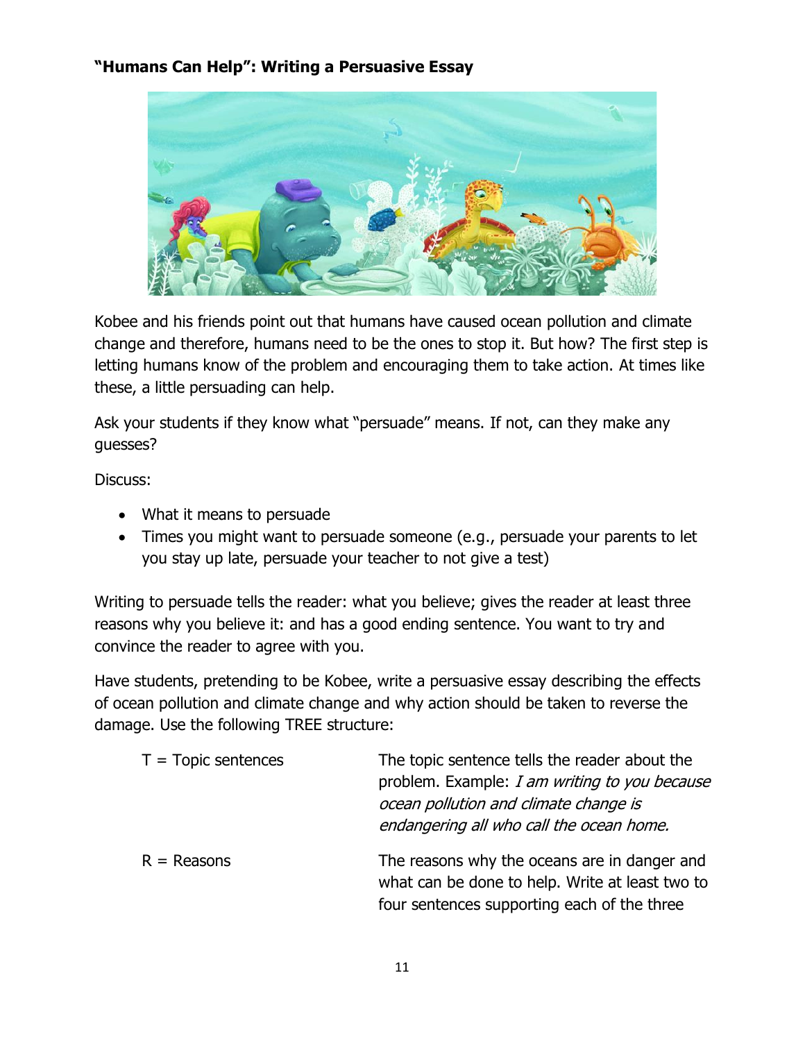**"Humans Can Help": Writing a Persuasive Essay**

Kobee and his friends point out that humans have caused ocean pollution and climate change and therefore, humans need to be the ones to stop it. But how? The first step is letting humans know of the problem and encouraging them to take action. At times like these, a little persuading can help.

Ask your students if they know what "persuade" means. If not, can they make any guesses?

Discuss:

- What it means to persuade
- Times you might want to persuade someone (e.g., persuade your parents to let you stay up late, persuade your teacher to not give a test)

Writing to persuade tells the reader: what you believe; gives the reader at least three reasons why you believe it: and has a good ending sentence. You want to try and convince the reader to agree with you.

Have students, pretending to be Kobee, write a persuasive essay describing the effects of ocean pollution and climate change and why action should be taken to reverse the damage. Use the following TREE structure:

| | |
|---|---|
| T = Topic sentences | The topic sentence tells the reader about the problem. Example: *I am writing to you because ocean pollution and climate change is endangering all who call the ocean home.* |
| R = Reasons | The reasons why the oceans are in danger and what can be done to help. Write at least two to four sentences supporting each of the three |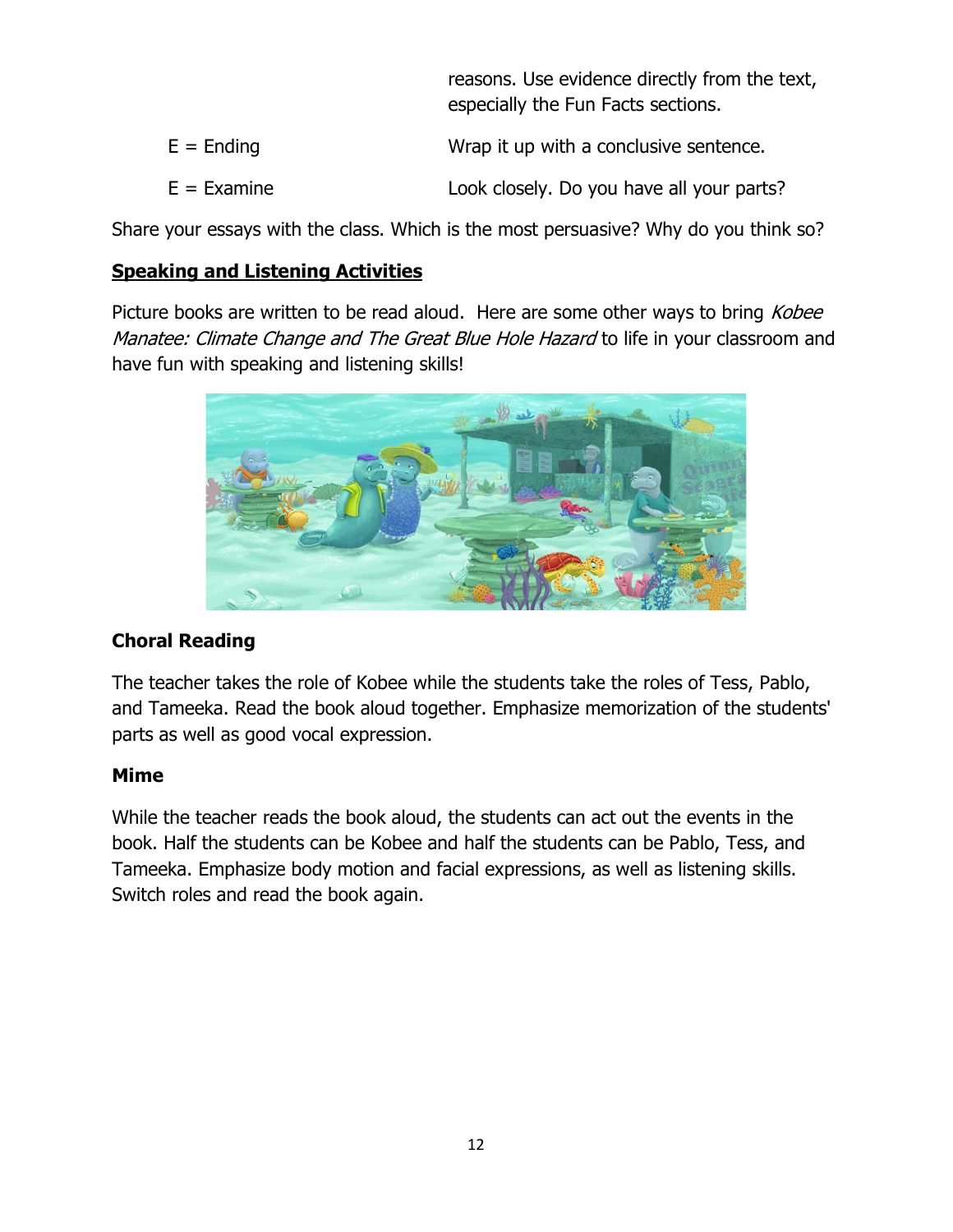| | |
|---|---|
| | reasons. Use evidence directly from the text, especially the Fun Facts sections. |
| E = Ending | Wrap it up with a conclusive sentence. |
| E = Examine | Look closely. Do you have all your parts? |

Share your essays with the class. Which is the most persuasive? Why do you think so?

**Speaking and Listening Activities**

Picture books are written to be read aloud. Here are some other ways to bring *Kobee Manatee: Climate Change and The Great Blue Hole Hazard* to life in your classroom and have fun with speaking and listening skills!

### Choral Reading

The teacher takes the role of Kobee while the students take the roles of Tess, Pablo, and Tameeka. Read the book aloud together. Emphasize memorization of the students' parts as well as good vocal expression.

### Mime

While the teacher reads the book aloud, the students can act out the events in the book. Half the students can be Kobee and half the students can be Pablo, Tess, and Tameeka. Emphasize body motion and facial expressions, as well as listening skills. Switch roles and read the book again.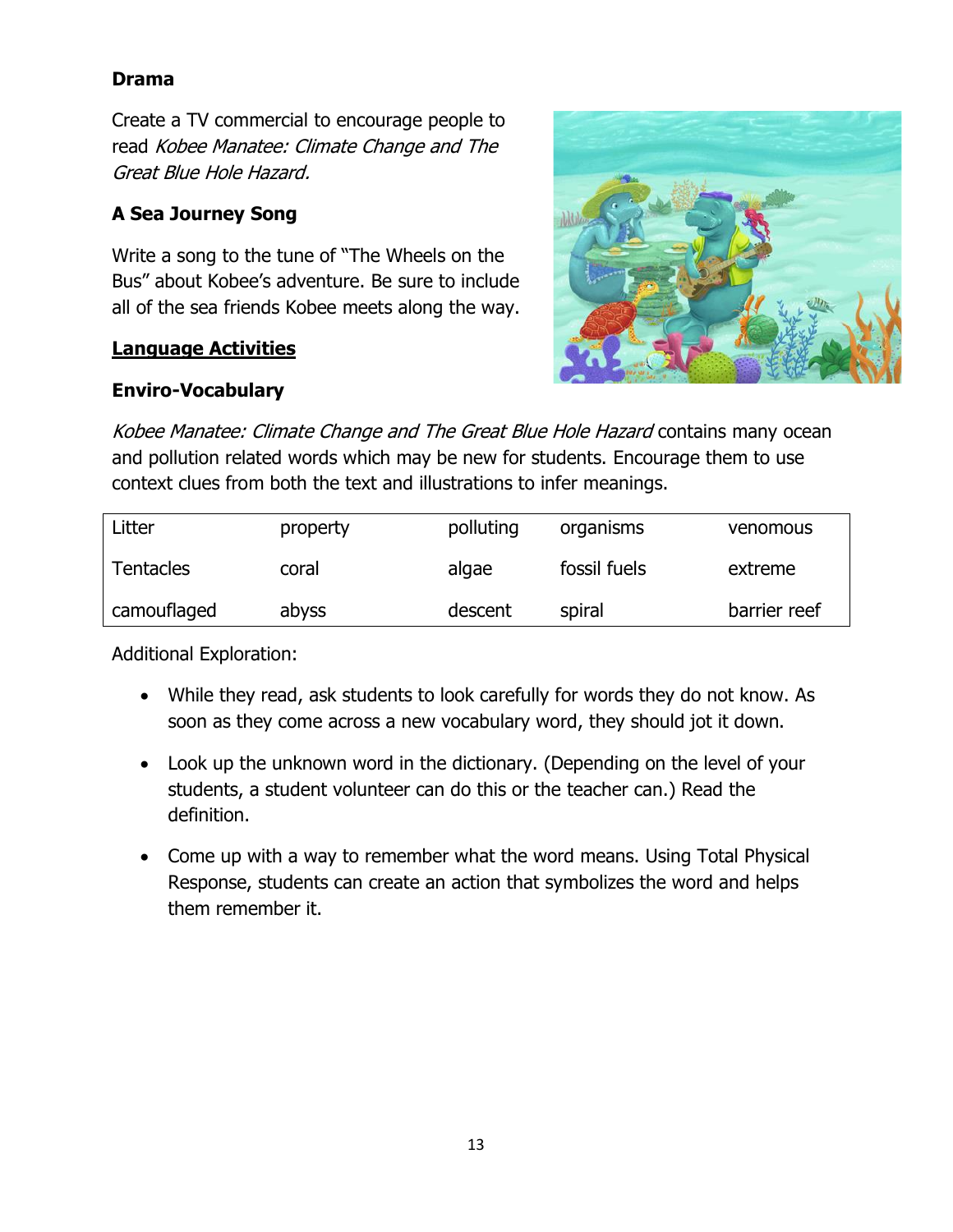### Drama

Create a TV commercial to encourage people to read *Kobee Manatee: Climate Change and The Great Blue Hole Hazard.*

### A Sea Journey Song

Write a song to the tune of "The Wheels on the Bus" about Kobee's adventure. Be sure to include all of the sea friends Kobee meets along the way.

## Language Activities

### Enviro-Vocabulary

*Kobee Manatee: Climate Change and The Great Blue Hole Hazard* contains many ocean and pollution related words which may be new for students. Encourage them to use context clues from both the text and illustrations to infer meanings.

| | | | | |
|---|---|---|---|---|
| Litter | property | polluting | organisms | venomous |
| Tentacles | coral | algae | fossil fuels | extreme |
| camouflaged | abyss | descent | spiral | barrier reef |

Additional Exploration:

- While they read, ask students to look carefully for words they do not know. As soon as they come across a new vocabulary word, they should jot it down.
- Look up the unknown word in the dictionary. (Depending on the level of your students, a student volunteer can do this or the teacher can.) Read the definition.
- Come up with a way to remember what the word means. Using Total Physical Response, students can create an action that symbolizes the word and helps them remember it.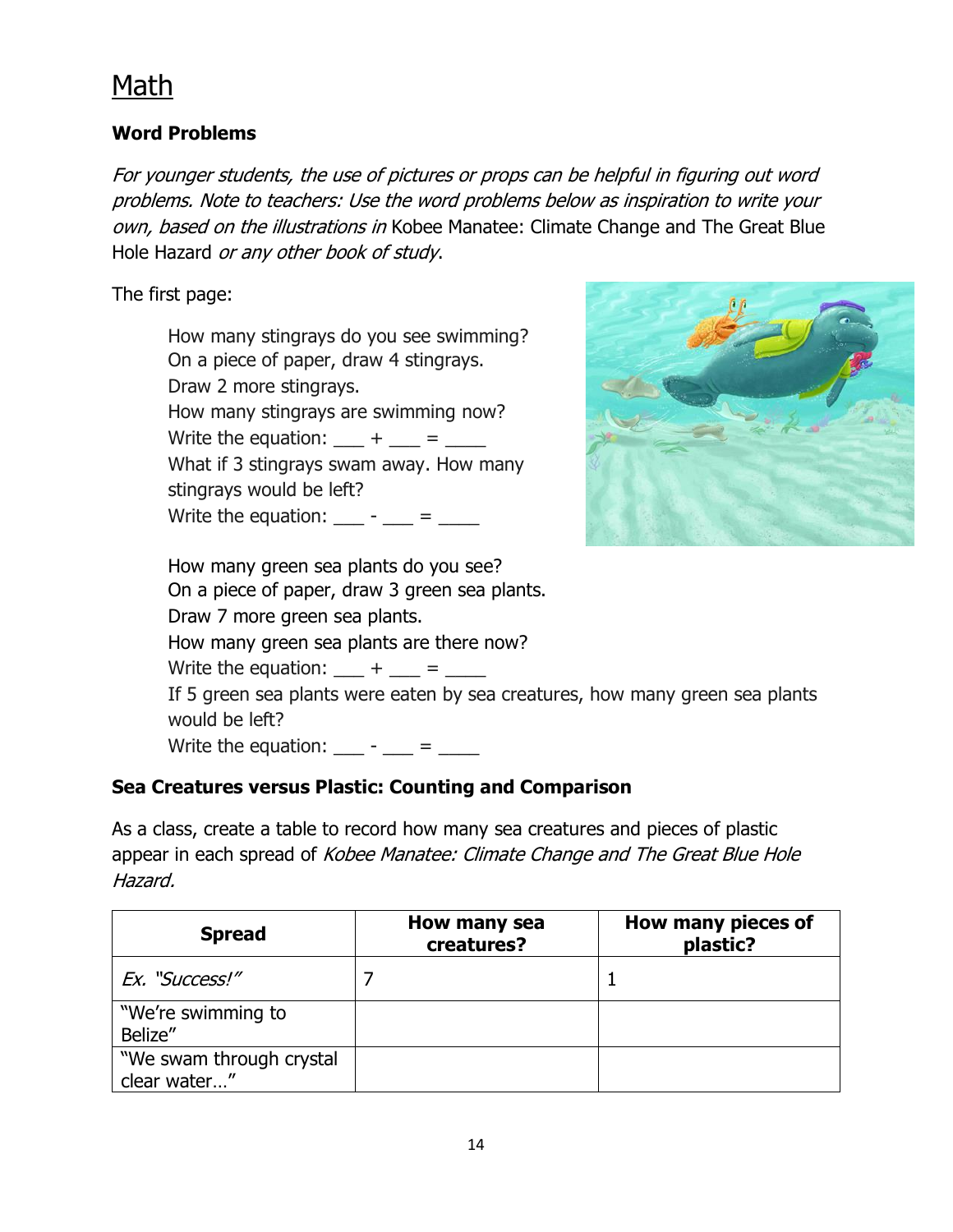# Math

### Word Problems

*For younger students, the use of pictures or props can be helpful in figuring out word problems. Note to teachers: Use the word problems below as inspiration to write your own, based on the illustrations in* Kobee Manatee: Climate Change and The Great Blue Hole Hazard *or any other book of study*.

The first page:

How many stingrays do you see swimming?
On a piece of paper, draw 4 stingrays.
Draw 2 more stingrays.
How many stingrays are swimming now?
Write the equation: ___ + ___ = ____
What if 3 stingrays swam away. How many stingrays would be left?
Write the equation: ___ - ___ = ____

How many green sea plants do you see?
On a piece of paper, draw 3 green sea plants.
Draw 7 more green sea plants.
How many green sea plants are there now?
Write the equation: ___ + ___ = ____
If 5 green sea plants were eaten by sea creatures, how many green sea plants would be left?
Write the equation: ___ - ___ = ____

### Sea Creatures versus Plastic: Counting and Comparison

As a class, create a table to record how many sea creatures and pieces of plastic appear in each spread of *Kobee Manatee: Climate Change and The Great Blue Hole Hazard.*

| Spread | How many sea creatures? | How many pieces of plastic? |
|---|---|---|
| *Ex. "Success!"* | 7 | 1 |
| "We're swimming to Belize" | | |
| "We swam through crystal clear water…" | | |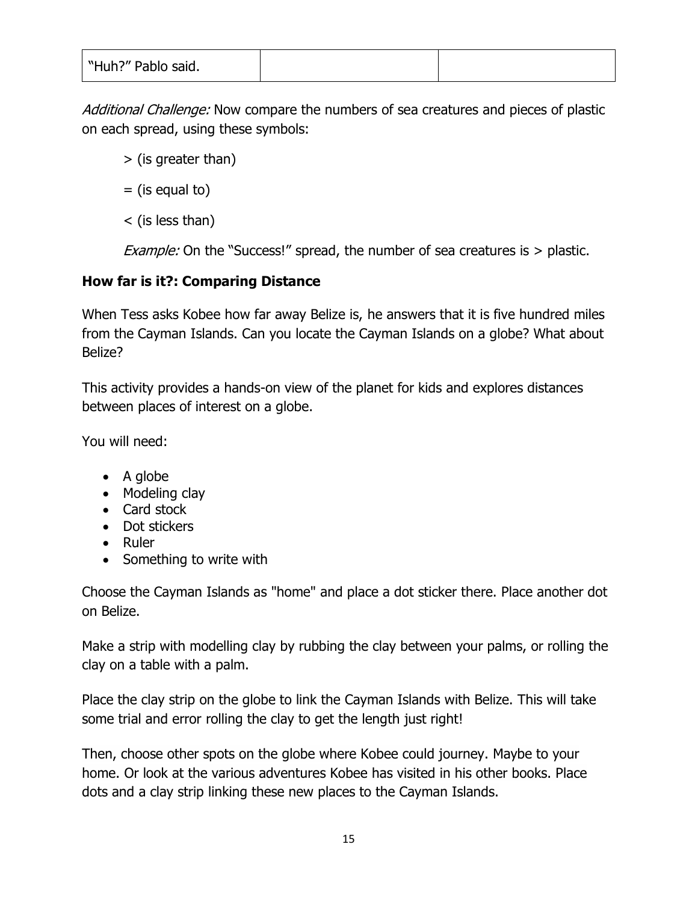| | | |
|---|---|---|
| "Huh?" Pablo said. | | |

*Additional Challenge:* Now compare the numbers of sea creatures and pieces of plastic on each spread, using these symbols:

> (is greater than)

= (is equal to)

< (is less than)

*Example:* On the "Success!" spread, the number of sea creatures is > plastic.

**How far is it?: Comparing Distance**

When Tess asks Kobee how far away Belize is, he answers that it is five hundred miles from the Cayman Islands. Can you locate the Cayman Islands on a globe? What about Belize?

This activity provides a hands-on view of the planet for kids and explores distances between places of interest on a globe.

You will need:

- A globe
- Modeling clay
- Card stock
- Dot stickers
- Ruler
- Something to write with

Choose the Cayman Islands as "home" and place a dot sticker there. Place another dot on Belize.

Make a strip with modelling clay by rubbing the clay between your palms, or rolling the clay on a table with a palm.

Place the clay strip on the globe to link the Cayman Islands with Belize. This will take some trial and error rolling the clay to get the length just right!

Then, choose other spots on the globe where Kobee could journey. Maybe to your home. Or look at the various adventures Kobee has visited in his other books. Place dots and a clay strip linking these new places to the Cayman Islands.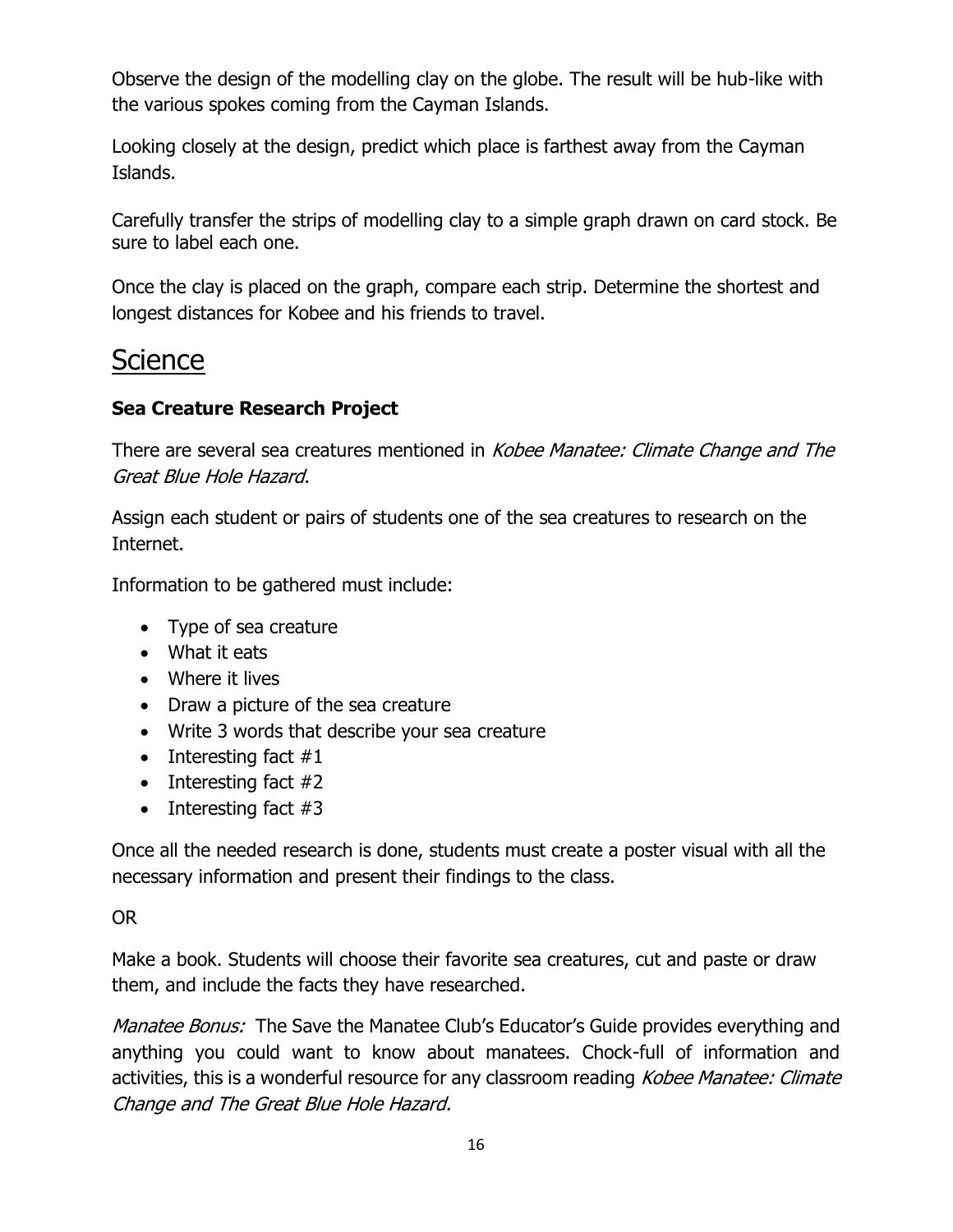Observe the design of the modelling clay on the globe. The result will be hub-like with the various spokes coming from the Cayman Islands.

Looking closely at the design, predict which place is farthest away from the Cayman Islands.

Carefully transfer the strips of modelling clay to a simple graph drawn on card stock. Be sure to label each one.

Once the clay is placed on the graph, compare each strip. Determine the shortest and longest distances for Kobee and his friends to travel.

# Science

### Sea Creature Research Project

There are several sea creatures mentioned in *Kobee Manatee: Climate Change and The Great Blue Hole Hazard*.

Assign each student or pairs of students one of the sea creatures to research on the Internet.

Information to be gathered must include:

- Type of sea creature
- What it eats
- Where it lives
- Draw a picture of the sea creature
- Write 3 words that describe your sea creature
- Interesting fact #1
- Interesting fact #2
- Interesting fact #3

Once all the needed research is done, students must create a poster visual with all the necessary information and present their findings to the class.

OR

Make a book. Students will choose their favorite sea creatures, cut and paste or draw them, and include the facts they have researched.

*Manatee Bonus:* The Save the Manatee Club's Educator's Guide provides everything and anything you could want to know about manatees. Chock-full of information and activities, this is a wonderful resource for any classroom reading *Kobee Manatee: Climate Change and The Great Blue Hole Hazard.*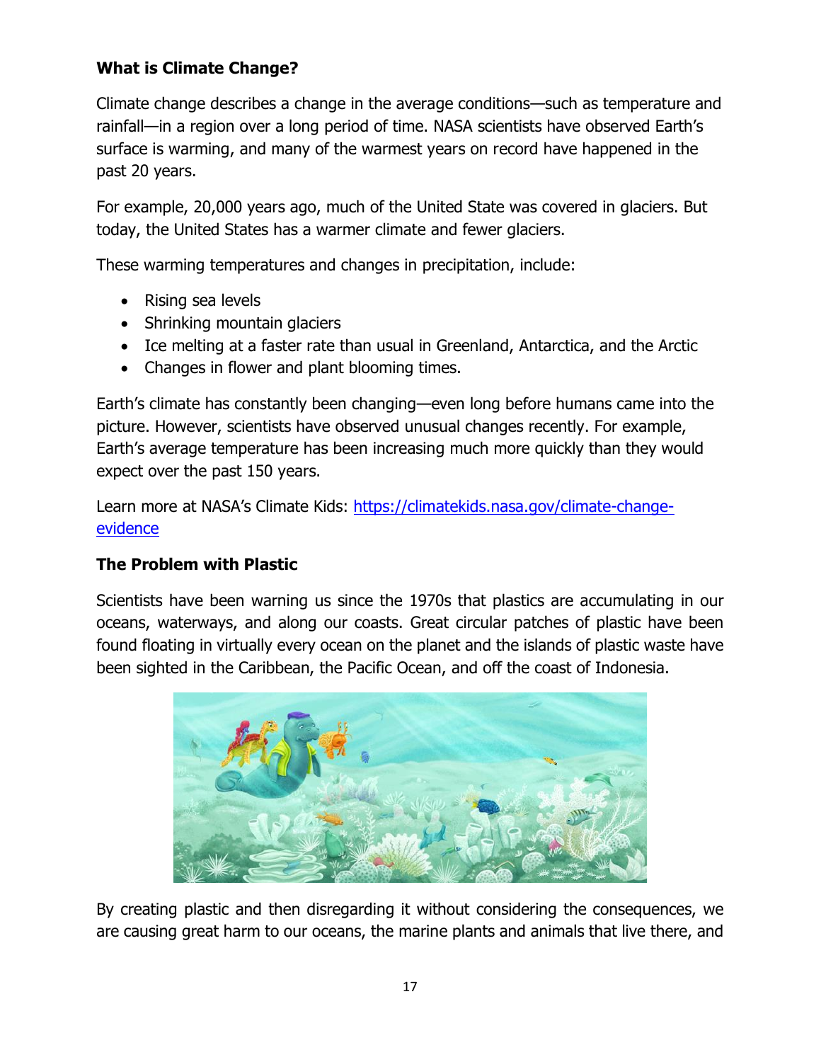### What is Climate Change?

Climate change describes a change in the average conditions—such as temperature and rainfall—in a region over a long period of time. NASA scientists have observed Earth's surface is warming, and many of the warmest years on record have happened in the past 20 years.

For example, 20,000 years ago, much of the United State was covered in glaciers. But today, the United States has a warmer climate and fewer glaciers.

These warming temperatures and changes in precipitation, include:

- Rising sea levels
- Shrinking mountain glaciers
- Ice melting at a faster rate than usual in Greenland, Antarctica, and the Arctic
- Changes in flower and plant blooming times.

Earth's climate has constantly been changing—even long before humans came into the picture. However, scientists have observed unusual changes recently. For example, Earth's average temperature has been increasing much more quickly than they would expect over the past 150 years.

Learn more at NASA's Climate Kids: https://climatekids.nasa.gov/climate-change-evidence

### The Problem with Plastic

Scientists have been warning us since the 1970s that plastics are accumulating in our oceans, waterways, and along our coasts. Great circular patches of plastic have been found floating in virtually every ocean on the planet and the islands of plastic waste have been sighted in the Caribbean, the Pacific Ocean, and off the coast of Indonesia.

By creating plastic and then disregarding it without considering the consequences, we are causing great harm to our oceans, the marine plants and animals that live there, and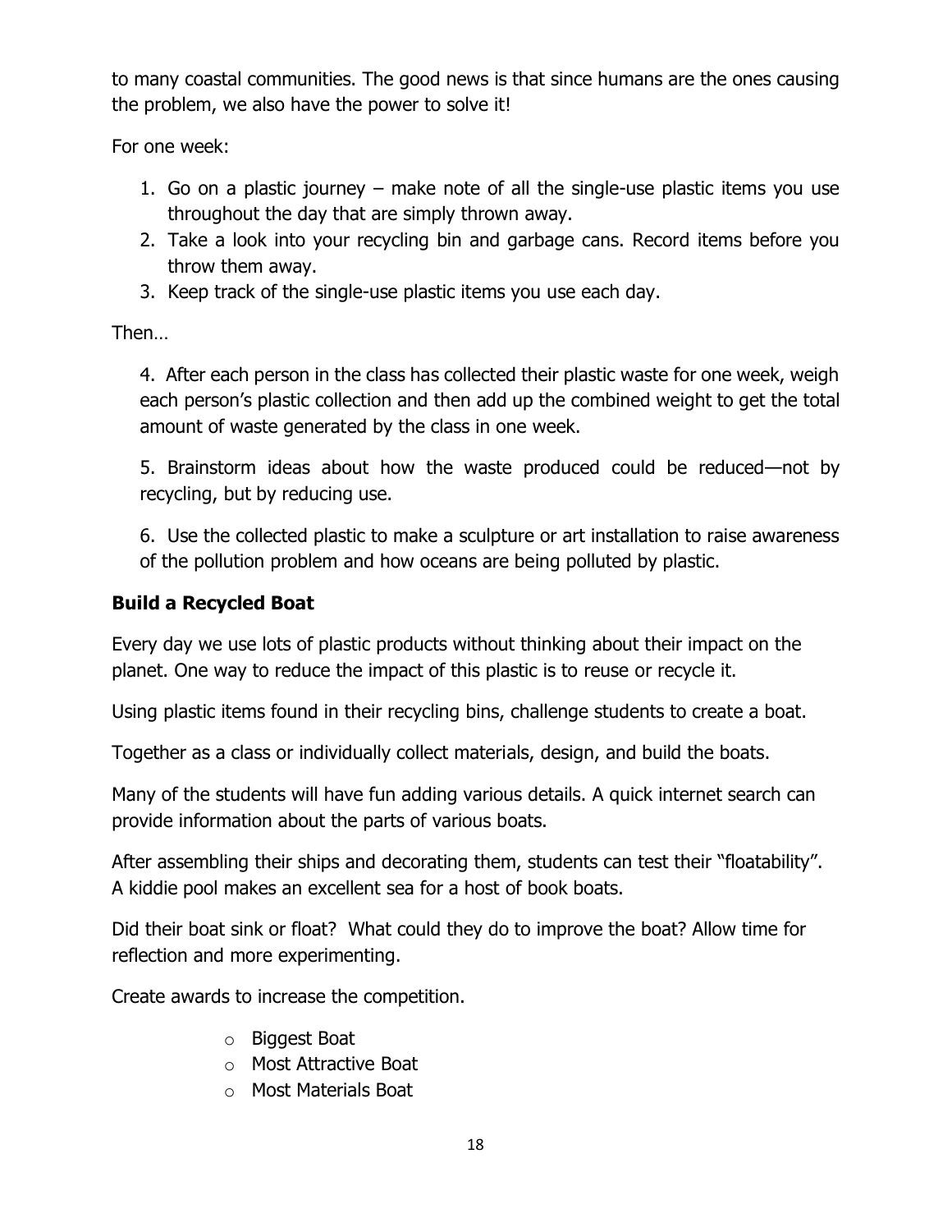to many coastal communities. The good news is that since humans are the ones causing the problem, we also have the power to solve it!

For one week:

1. Go on a plastic journey – make note of all the single-use plastic items you use throughout the day that are simply thrown away.
2. Take a look into your recycling bin and garbage cans. Record items before you throw them away.
3. Keep track of the single-use plastic items you use each day.

Then…

4. After each person in the class has collected their plastic waste for one week, weigh each person's plastic collection and then add up the combined weight to get the total amount of waste generated by the class in one week.

5. Brainstorm ideas about how the waste produced could be reduced—not by recycling, but by reducing use.

6. Use the collected plastic to make a sculpture or art installation to raise awareness of the pollution problem and how oceans are being polluted by plastic.

### Build a Recycled Boat

Every day we use lots of plastic products without thinking about their impact on the planet. One way to reduce the impact of this plastic is to reuse or recycle it.

Using plastic items found in their recycling bins, challenge students to create a boat.

Together as a class or individually collect materials, design, and build the boats.

Many of the students will have fun adding various details. A quick internet search can provide information about the parts of various boats.

After assembling their ships and decorating them, students can test their "floatability". A kiddie pool makes an excellent sea for a host of book boats.

Did their boat sink or float? What could they do to improve the boat? Allow time for reflection and more experimenting.

Create awards to increase the competition.

- Biggest Boat
- Most Attractive Boat
- Most Materials Boat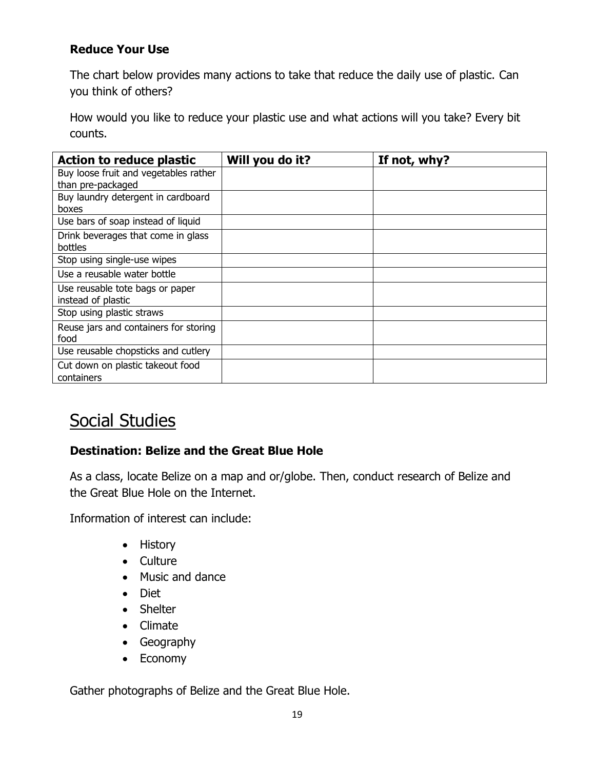### Reduce Your Use

The chart below provides many actions to take that reduce the daily use of plastic. Can you think of others?

How would you like to reduce your plastic use and what actions will you take? Every bit counts.

| Action to reduce plastic | Will you do it? | If not, why? |
|---|---|---|
| Buy loose fruit and vegetables rather than pre-packaged | | |
| Buy laundry detergent in cardboard boxes | | |
| Use bars of soap instead of liquid | | |
| Drink beverages that come in glass bottles | | |
| Stop using single-use wipes | | |
| Use a reusable water bottle | | |
| Use reusable tote bags or paper instead of plastic | | |
| Stop using plastic straws | | |
| Reuse jars and containers for storing food | | |
| Use reusable chopsticks and cutlery | | |
| Cut down on plastic takeout food containers | | |

## Social Studies

### Destination: Belize and the Great Blue Hole

As a class, locate Belize on a map and or/globe. Then, conduct research of Belize and the Great Blue Hole on the Internet.

Information of interest can include:

- History
- Culture
- Music and dance
- Diet
- Shelter
- Climate
- Geography
- Economy

Gather photographs of Belize and the Great Blue Hole.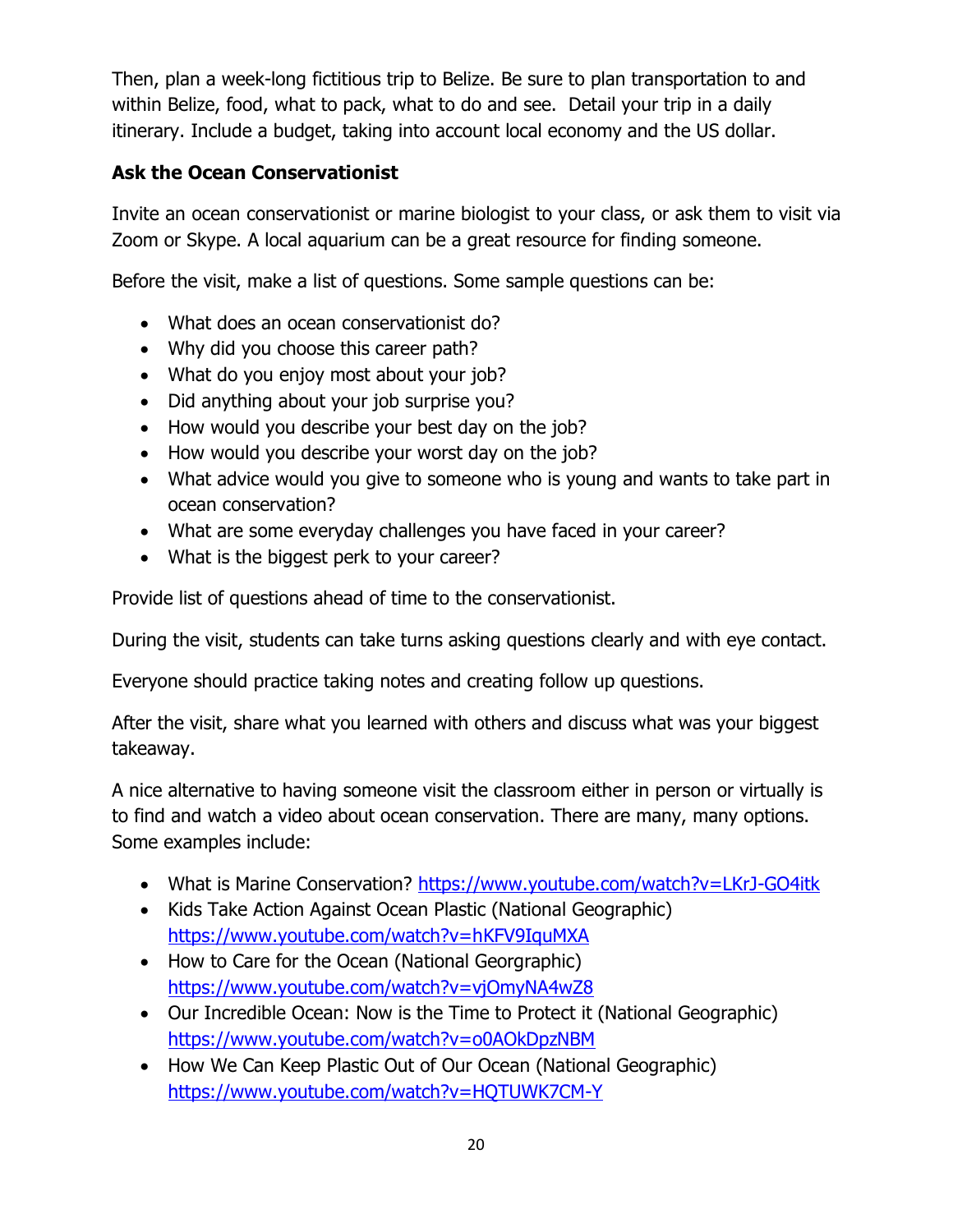Then, plan a week-long fictitious trip to Belize. Be sure to plan transportation to and within Belize, food, what to pack, what to do and see. Detail your trip in a daily itinerary. Include a budget, taking into account local economy and the US dollar.

**Ask the Ocean Conservationist**

Invite an ocean conservationist or marine biologist to your class, or ask them to visit via Zoom or Skype. A local aquarium can be a great resource for finding someone.

Before the visit, make a list of questions. Some sample questions can be:

- What does an ocean conservationist do?
- Why did you choose this career path?
- What do you enjoy most about your job?
- Did anything about your job surprise you?
- How would you describe your best day on the job?
- How would you describe your worst day on the job?
- What advice would you give to someone who is young and wants to take part in ocean conservation?
- What are some everyday challenges you have faced in your career?
- What is the biggest perk to your career?

Provide list of questions ahead of time to the conservationist.

During the visit, students can take turns asking questions clearly and with eye contact.

Everyone should practice taking notes and creating follow up questions.

After the visit, share what you learned with others and discuss what was your biggest takeaway.

A nice alternative to having someone visit the classroom either in person or virtually is to find and watch a video about ocean conservation. There are many, many options. Some examples include:

- What is Marine Conservation? https://www.youtube.com/watch?v=LKrJ-GO4itk
- Kids Take Action Against Ocean Plastic (National Geographic) https://www.youtube.com/watch?v=hKFV9IquMXA
- How to Care for the Ocean (National Georgraphic) https://www.youtube.com/watch?v=vjOmyNA4wZ8
- Our Incredible Ocean: Now is the Time to Protect it (National Geographic) https://www.youtube.com/watch?v=o0AOkDpzNBM
- How We Can Keep Plastic Out of Our Ocean (National Geographic) https://www.youtube.com/watch?v=HQTUWK7CM-Y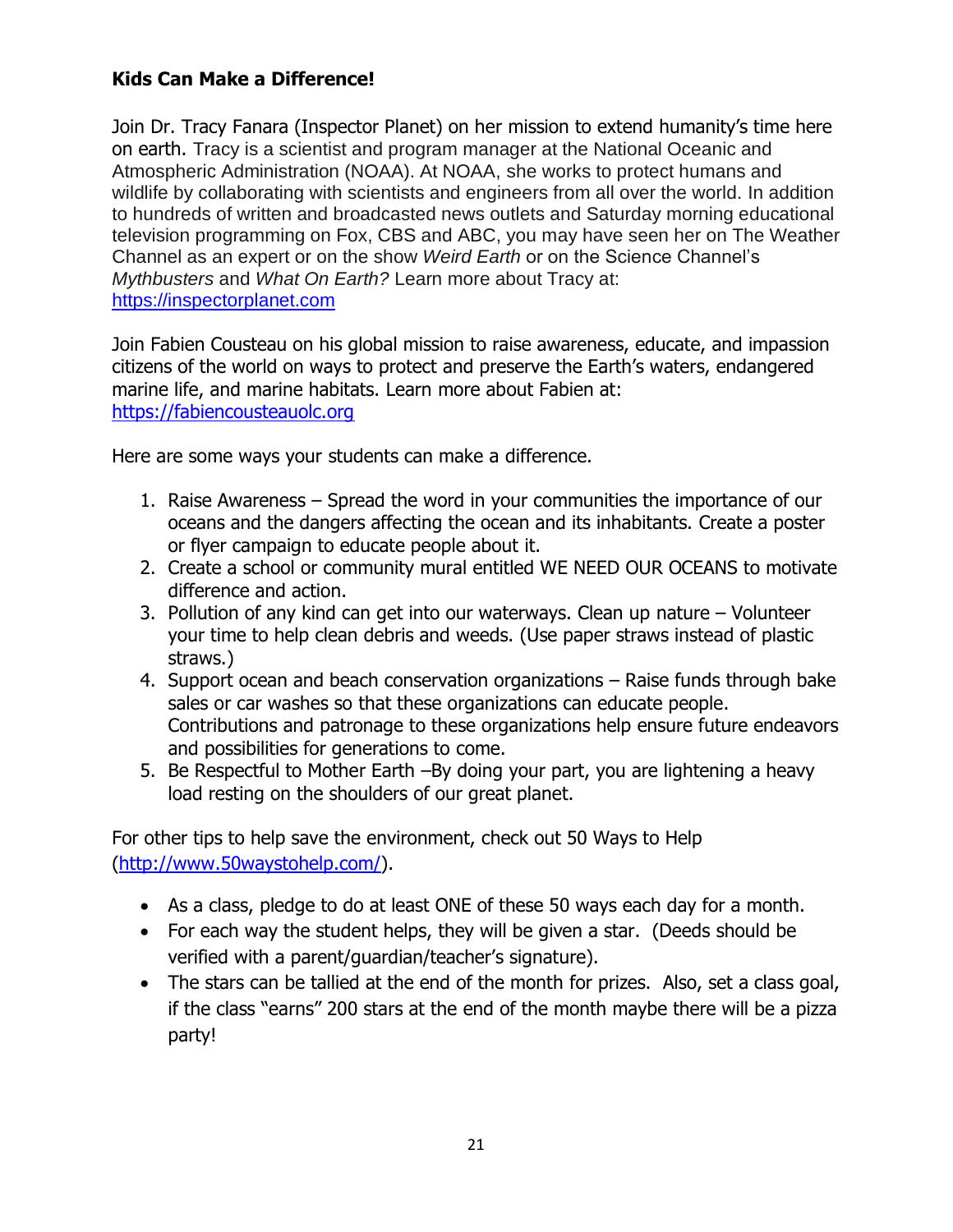**Kids Can Make a Difference!**

Join Dr. Tracy Fanara (Inspector Planet) on her mission to extend humanity's time here on earth. Tracy is a scientist and program manager at the National Oceanic and Atmospheric Administration (NOAA). At NOAA, she works to protect humans and wildlife by collaborating with scientists and engineers from all over the world. In addition to hundreds of written and broadcasted news outlets and Saturday morning educational television programming on Fox, CBS and ABC, you may have seen her on The Weather Channel as an expert or on the show *Weird Earth* or on the Science Channel's *Mythbusters* and *What On Earth?* Learn more about Tracy at: https://inspectorplanet.com

Join Fabien Cousteau on his global mission to raise awareness, educate, and impassion citizens of the world on ways to protect and preserve the Earth's waters, endangered marine life, and marine habitats. Learn more about Fabien at: https://fabiencousteauolc.org

Here are some ways your students can make a difference.

1. Raise Awareness – Spread the word in your communities the importance of our oceans and the dangers affecting the ocean and its inhabitants. Create a poster or flyer campaign to educate people about it.
2. Create a school or community mural entitled WE NEED OUR OCEANS to motivate difference and action.
3. Pollution of any kind can get into our waterways. Clean up nature – Volunteer your time to help clean debris and weeds. (Use paper straws instead of plastic straws.)
4. Support ocean and beach conservation organizations – Raise funds through bake sales or car washes so that these organizations can educate people. Contributions and patronage to these organizations help ensure future endeavors and possibilities for generations to come.
5. Be Respectful to Mother Earth –By doing your part, you are lightening a heavy load resting on the shoulders of our great planet.

For other tips to help save the environment, check out 50 Ways to Help (http://www.50waystohelp.com/).

- As a class, pledge to do at least ONE of these 50 ways each day for a month.
- For each way the student helps, they will be given a star. (Deeds should be verified with a parent/guardian/teacher's signature).
- The stars can be tallied at the end of the month for prizes. Also, set a class goal, if the class "earns" 200 stars at the end of the month maybe there will be a pizza party!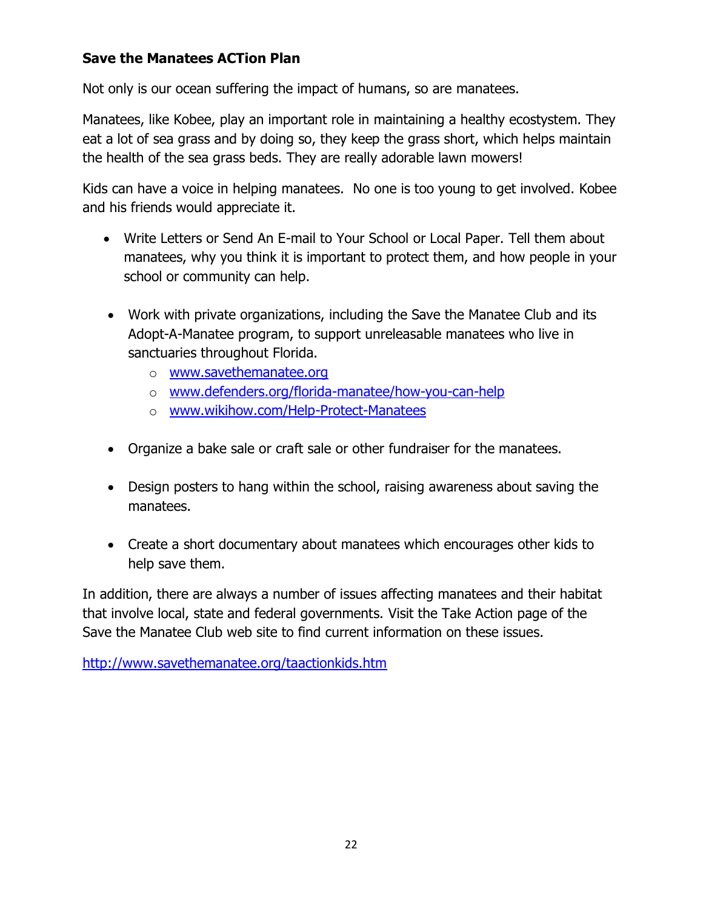**Save the Manatees ACTion Plan**

Not only is our ocean suffering the impact of humans, so are manatees.

Manatees, like Kobee, play an important role in maintaining a healthy ecostystem. They eat a lot of sea grass and by doing so, they keep the grass short, which helps maintain the health of the sea grass beds. They are really adorable lawn mowers!

Kids can have a voice in helping manatees. No one is too young to get involved. Kobee and his friends would appreciate it.

- Write Letters or Send An E-mail to Your School or Local Paper. Tell them about manatees, why you think it is important to protect them, and how people in your school or community can help.
- Work with private organizations, including the Save the Manatee Club and its Adopt-A-Manatee program, to support unreleasable manatees who live in sanctuaries throughout Florida.
  - www.savethemanatee.org
  - www.defenders.org/florida-manatee/how-you-can-help
  - www.wikihow.com/Help-Protect-Manatees
- Organize a bake sale or craft sale or other fundraiser for the manatees.
- Design posters to hang within the school, raising awareness about saving the manatees.
- Create a short documentary about manatees which encourages other kids to help save them.

In addition, there are always a number of issues affecting manatees and their habitat that involve local, state and federal governments. Visit the Take Action page of the Save the Manatee Club web site to find current information on these issues.

http://www.savethemanatee.org/taactionkids.htm